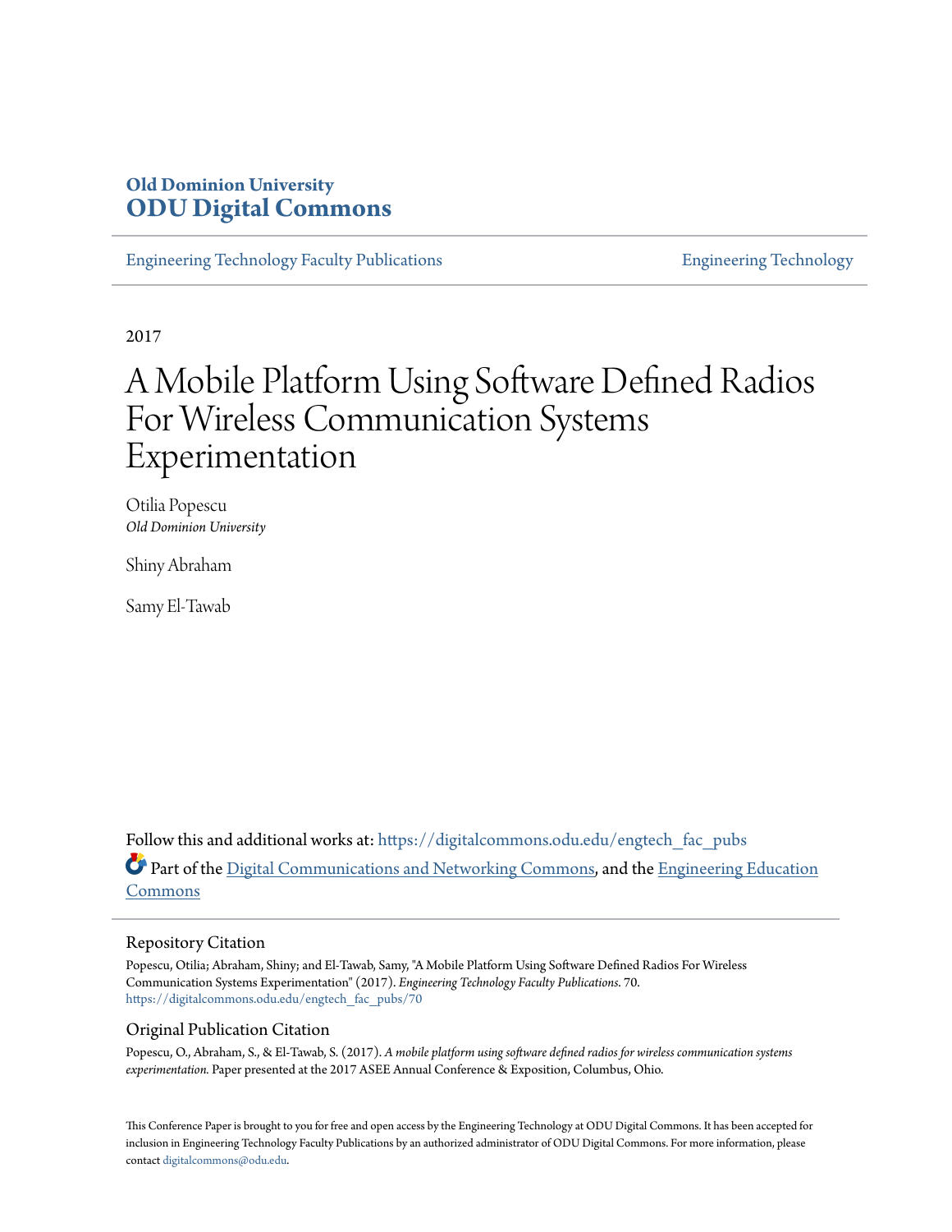**Old Dominion University**
**ODU Digital Commons**

Engineering Technology Faculty Publications | Engineering Technology

2017

# A Mobile Platform Using Software Defined Radios For Wireless Communication Systems Experimentation

Otilia Popescu
*Old Dominion University*

Shiny Abraham

Samy El-Tawab

Follow this and additional works at: https://digitalcommons.odu.edu/engtech_fac_pubs

Part of the Digital Communications and Networking Commons, and the Engineering Education Commons

## Repository Citation

Popescu, Otilia; Abraham, Shiny; and El-Tawab, Samy, "A Mobile Platform Using Software Defined Radios For Wireless Communication Systems Experimentation" (2017). *Engineering Technology Faculty Publications*. 70.
https://digitalcommons.odu.edu/engtech_fac_pubs/70

## Original Publication Citation

Popescu, O., Abraham, S., & El-Tawab, S. (2017). *A mobile platform using software defined radios for wireless communication systems experimentation.* Paper presented at the 2017 ASEE Annual Conference & Exposition, Columbus, Ohio.

This Conference Paper is brought to you for free and open access by the Engineering Technology at ODU Digital Commons. It has been accepted for inclusion in Engineering Technology Faculty Publications by an authorized administrator of ODU Digital Commons. For more information, please contact digitalcommons@odu.edu.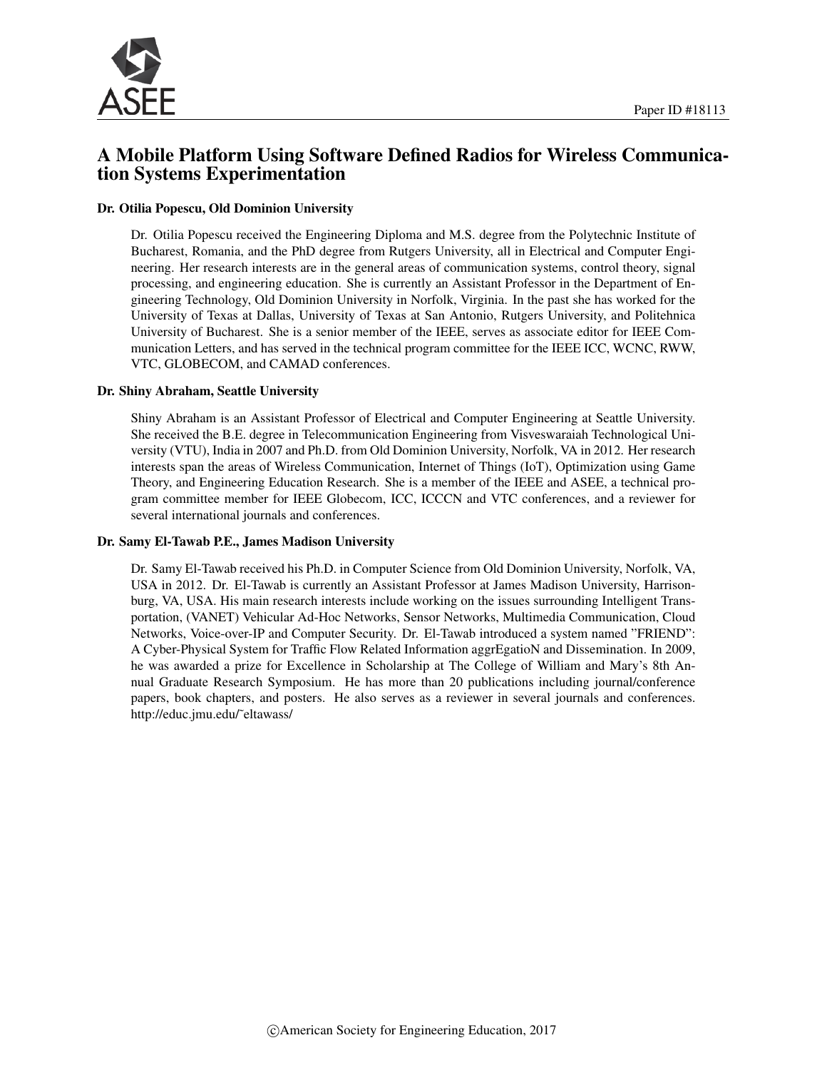Paper ID #18113

# A Mobile Platform Using Software Defined Radios for Wireless Communication Systems Experimentation

### Dr. Otilia Popescu, Old Dominion University

Dr. Otilia Popescu received the Engineering Diploma and M.S. degree from the Polytechnic Institute of Bucharest, Romania, and the PhD degree from Rutgers University, all in Electrical and Computer Engineering. Her research interests are in the general areas of communication systems, control theory, signal processing, and engineering education. She is currently an Assistant Professor in the Department of Engineering Technology, Old Dominion University in Norfolk, Virginia. In the past she has worked for the University of Texas at Dallas, University of Texas at San Antonio, Rutgers University, and Politehnica University of Bucharest. She is a senior member of the IEEE, serves as associate editor for IEEE Communication Letters, and has served in the technical program committee for the IEEE ICC, WCNC, RWW, VTC, GLOBECOM, and CAMAD conferences.

### Dr. Shiny Abraham, Seattle University

Shiny Abraham is an Assistant Professor of Electrical and Computer Engineering at Seattle University. She received the B.E. degree in Telecommunication Engineering from Visveswaraiah Technological University (VTU), India in 2007 and Ph.D. from Old Dominion University, Norfolk, VA in 2012. Her research interests span the areas of Wireless Communication, Internet of Things (IoT), Optimization using Game Theory, and Engineering Education Research. She is a member of the IEEE and ASEE, a technical program committee member for IEEE Globecom, ICC, ICCCN and VTC conferences, and a reviewer for several international journals and conferences.

### Dr. Samy El-Tawab P.E., James Madison University

Dr. Samy El-Tawab received his Ph.D. in Computer Science from Old Dominion University, Norfolk, VA, USA in 2012. Dr. El-Tawab is currently an Assistant Professor at James Madison University, Harrisonburg, VA, USA. His main research interests include working on the issues surrounding Intelligent Transportation, (VANET) Vehicular Ad-Hoc Networks, Sensor Networks, Multimedia Communication, Cloud Networks, Voice-over-IP and Computer Security. Dr. El-Tawab introduced a system named "FRIEND": A Cyber-Physical System for Traffic Flow Related Information aggrEgatioN and Dissemination. In 2009, he was awarded a prize for Excellence in Scholarship at The College of William and Mary's 8th Annual Graduate Research Symposium. He has more than 20 publications including journal/conference papers, book chapters, and posters. He also serves as a reviewer in several journals and conferences. http://educ.jmu.edu/~eltawass/

©American Society for Engineering Education, 2017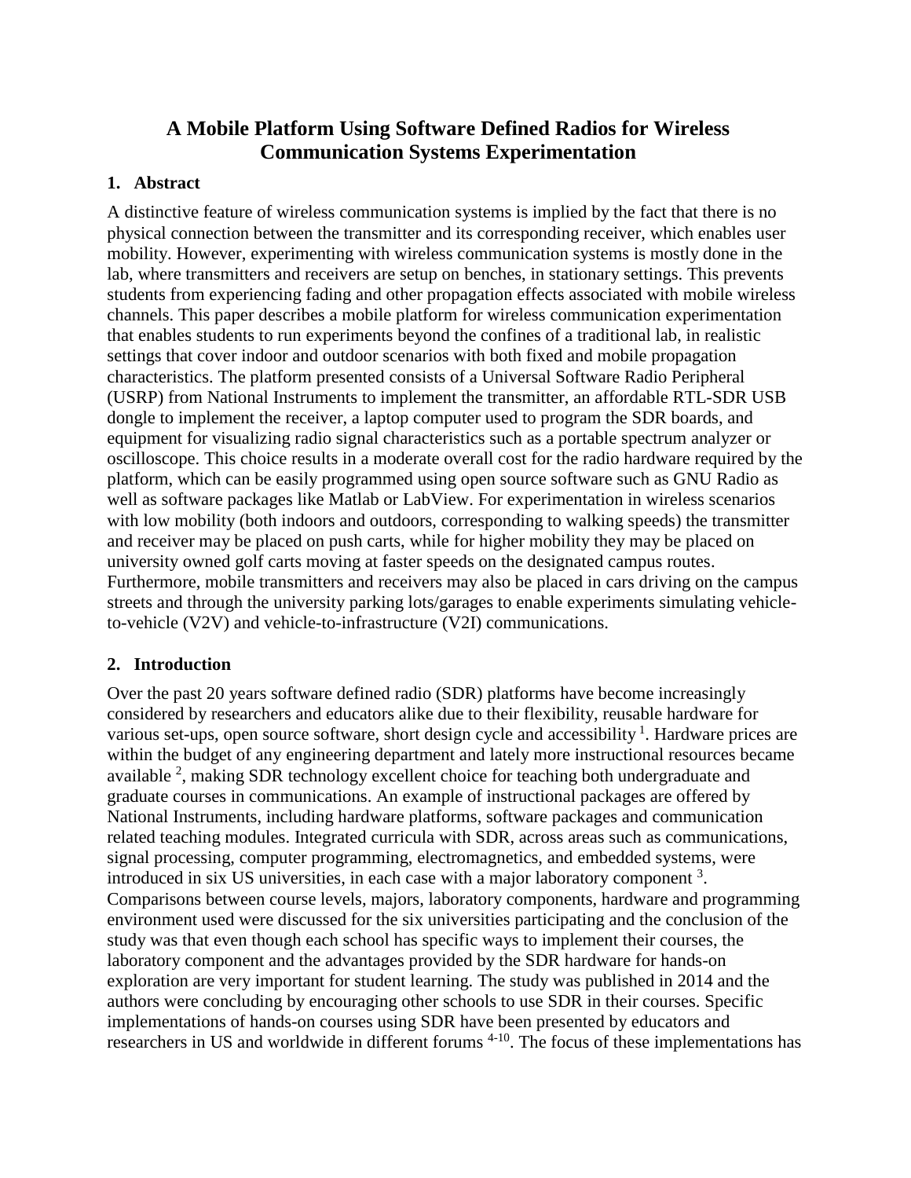# A Mobile Platform Using Software Defined Radios for Wireless Communication Systems Experimentation

## 1. Abstract

A distinctive feature of wireless communication systems is implied by the fact that there is no physical connection between the transmitter and its corresponding receiver, which enables user mobility. However, experimenting with wireless communication systems is mostly done in the lab, where transmitters and receivers are setup on benches, in stationary settings. This prevents students from experiencing fading and other propagation effects associated with mobile wireless channels. This paper describes a mobile platform for wireless communication experimentation that enables students to run experiments beyond the confines of a traditional lab, in realistic settings that cover indoor and outdoor scenarios with both fixed and mobile propagation characteristics. The platform presented consists of a Universal Software Radio Peripheral (USRP) from National Instruments to implement the transmitter, an affordable RTL-SDR USB dongle to implement the receiver, a laptop computer used to program the SDR boards, and equipment for visualizing radio signal characteristics such as a portable spectrum analyzer or oscilloscope. This choice results in a moderate overall cost for the radio hardware required by the platform, which can be easily programmed using open source software such as GNU Radio as well as software packages like Matlab or LabView. For experimentation in wireless scenarios with low mobility (both indoors and outdoors, corresponding to walking speeds) the transmitter and receiver may be placed on push carts, while for higher mobility they may be placed on university owned golf carts moving at faster speeds on the designated campus routes. Furthermore, mobile transmitters and receivers may also be placed in cars driving on the campus streets and through the university parking lots/garages to enable experiments simulating vehicle-to-vehicle (V2V) and vehicle-to-infrastructure (V2I) communications.

## 2. Introduction

Over the past 20 years software defined radio (SDR) platforms have become increasingly considered by researchers and educators alike due to their flexibility, reusable hardware for various set-ups, open source software, short design cycle and accessibility [1]. Hardware prices are within the budget of any engineering department and lately more instructional resources became available [2], making SDR technology excellent choice for teaching both undergraduate and graduate courses in communications. An example of instructional packages are offered by National Instruments, including hardware platforms, software packages and communication related teaching modules. Integrated curricula with SDR, across areas such as communications, signal processing, computer programming, electromagnetics, and embedded systems, were introduced in six US universities, in each case with a major laboratory component [3]. Comparisons between course levels, majors, laboratory components, hardware and programming environment used were discussed for the six universities participating and the conclusion of the study was that even though each school has specific ways to implement their courses, the laboratory component and the advantages provided by the SDR hardware for hands-on exploration are very important for student learning. The study was published in 2014 and the authors were concluding by encouraging other schools to use SDR in their courses. Specific implementations of hands-on courses using SDR have been presented by educators and researchers in US and worldwide in different forums [4-10]. The focus of these implementations has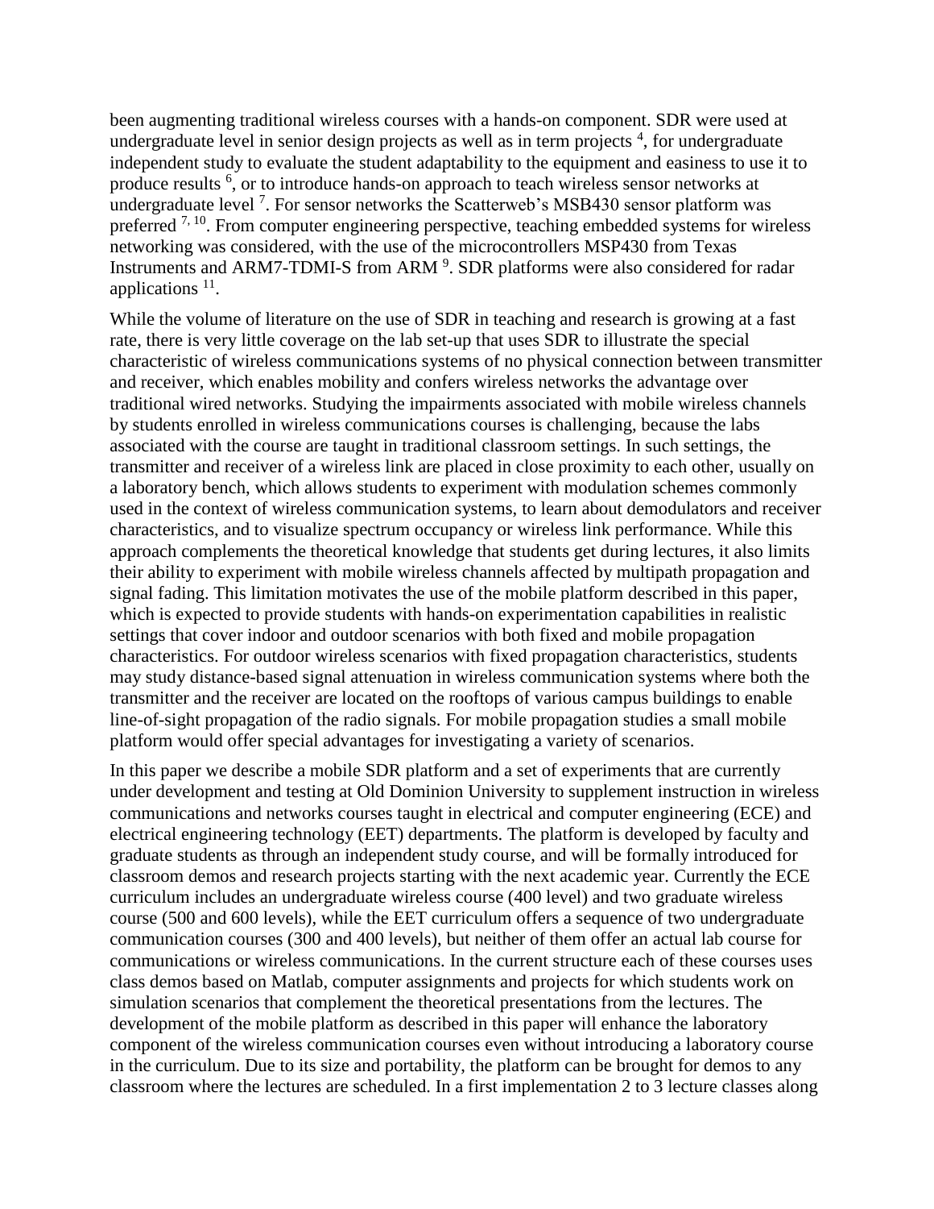been augmenting traditional wireless courses with a hands-on component. SDR were used at undergraduate level in senior design projects as well as in term projects [4], for undergraduate independent study to evaluate the student adaptability to the equipment and easiness to use it to produce results [6], or to introduce hands-on approach to teach wireless sensor networks at undergraduate level [7]. For sensor networks the Scatterweb's MSB430 sensor platform was preferred [7, 10]. From computer engineering perspective, teaching embedded systems for wireless networking was considered, with the use of the microcontrollers MSP430 from Texas Instruments and ARM7-TDMI-S from ARM [9]. SDR platforms were also considered for radar applications [11].

While the volume of literature on the use of SDR in teaching and research is growing at a fast rate, there is very little coverage on the lab set-up that uses SDR to illustrate the special characteristic of wireless communications systems of no physical connection between transmitter and receiver, which enables mobility and confers wireless networks the advantage over traditional wired networks. Studying the impairments associated with mobile wireless channels by students enrolled in wireless communications courses is challenging, because the labs associated with the course are taught in traditional classroom settings. In such settings, the transmitter and receiver of a wireless link are placed in close proximity to each other, usually on a laboratory bench, which allows students to experiment with modulation schemes commonly used in the context of wireless communication systems, to learn about demodulators and receiver characteristics, and to visualize spectrum occupancy or wireless link performance. While this approach complements the theoretical knowledge that students get during lectures, it also limits their ability to experiment with mobile wireless channels affected by multipath propagation and signal fading. This limitation motivates the use of the mobile platform described in this paper, which is expected to provide students with hands-on experimentation capabilities in realistic settings that cover indoor and outdoor scenarios with both fixed and mobile propagation characteristics. For outdoor wireless scenarios with fixed propagation characteristics, students may study distance-based signal attenuation in wireless communication systems where both the transmitter and the receiver are located on the rooftops of various campus buildings to enable line-of-sight propagation of the radio signals. For mobile propagation studies a small mobile platform would offer special advantages for investigating a variety of scenarios.

In this paper we describe a mobile SDR platform and a set of experiments that are currently under development and testing at Old Dominion University to supplement instruction in wireless communications and networks courses taught in electrical and computer engineering (ECE) and electrical engineering technology (EET) departments. The platform is developed by faculty and graduate students as through an independent study course, and will be formally introduced for classroom demos and research projects starting with the next academic year. Currently the ECE curriculum includes an undergraduate wireless course (400 level) and two graduate wireless course (500 and 600 levels), while the EET curriculum offers a sequence of two undergraduate communication courses (300 and 400 levels), but neither of them offer an actual lab course for communications or wireless communications. In the current structure each of these courses uses class demos based on Matlab, computer assignments and projects for which students work on simulation scenarios that complement the theoretical presentations from the lectures. The development of the mobile platform as described in this paper will enhance the laboratory component of the wireless communication courses even without introducing a laboratory course in the curriculum. Due to its size and portability, the platform can be brought for demos to any classroom where the lectures are scheduled. In a first implementation 2 to 3 lecture classes along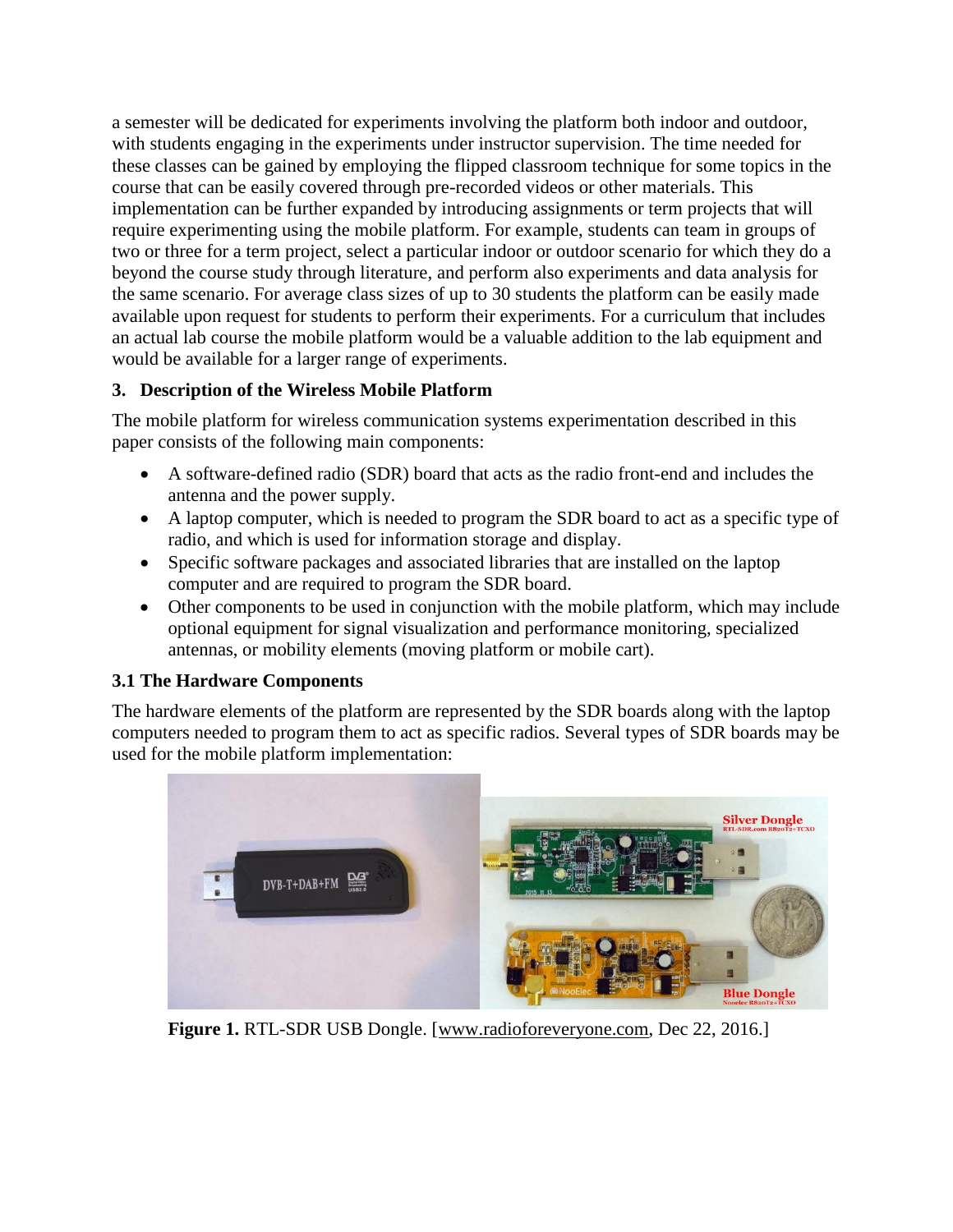a semester will be dedicated for experiments involving the platform both indoor and outdoor, with students engaging in the experiments under instructor supervision. The time needed for these classes can be gained by employing the flipped classroom technique for some topics in the course that can be easily covered through pre-recorded videos or other materials. This implementation can be further expanded by introducing assignments or term projects that will require experimenting using the mobile platform. For example, students can team in groups of two or three for a term project, select a particular indoor or outdoor scenario for which they do a beyond the course study through literature, and perform also experiments and data analysis for the same scenario. For average class sizes of up to 30 students the platform can be easily made available upon request for students to perform their experiments. For a curriculum that includes an actual lab course the mobile platform would be a valuable addition to the lab equipment and would be available for a larger range of experiments.

## 3. Description of the Wireless Mobile Platform

The mobile platform for wireless communication systems experimentation described in this paper consists of the following main components:

- A software-defined radio (SDR) board that acts as the radio front-end and includes the antenna and the power supply.
- A laptop computer, which is needed to program the SDR board to act as a specific type of radio, and which is used for information storage and display.
- Specific software packages and associated libraries that are installed on the laptop computer and are required to program the SDR board.
- Other components to be used in conjunction with the mobile platform, which may include optional equipment for signal visualization and performance monitoring, specialized antennas, or mobility elements (moving platform or mobile cart).

### 3.1 The Hardware Components

The hardware elements of the platform are represented by the SDR boards along with the laptop computers needed to program them to act as specific radios. Several types of SDR boards may be used for the mobile platform implementation:

**Figure 1.** RTL-SDR USB Dongle. [www.radioforeveryone.com, Dec 22, 2016.]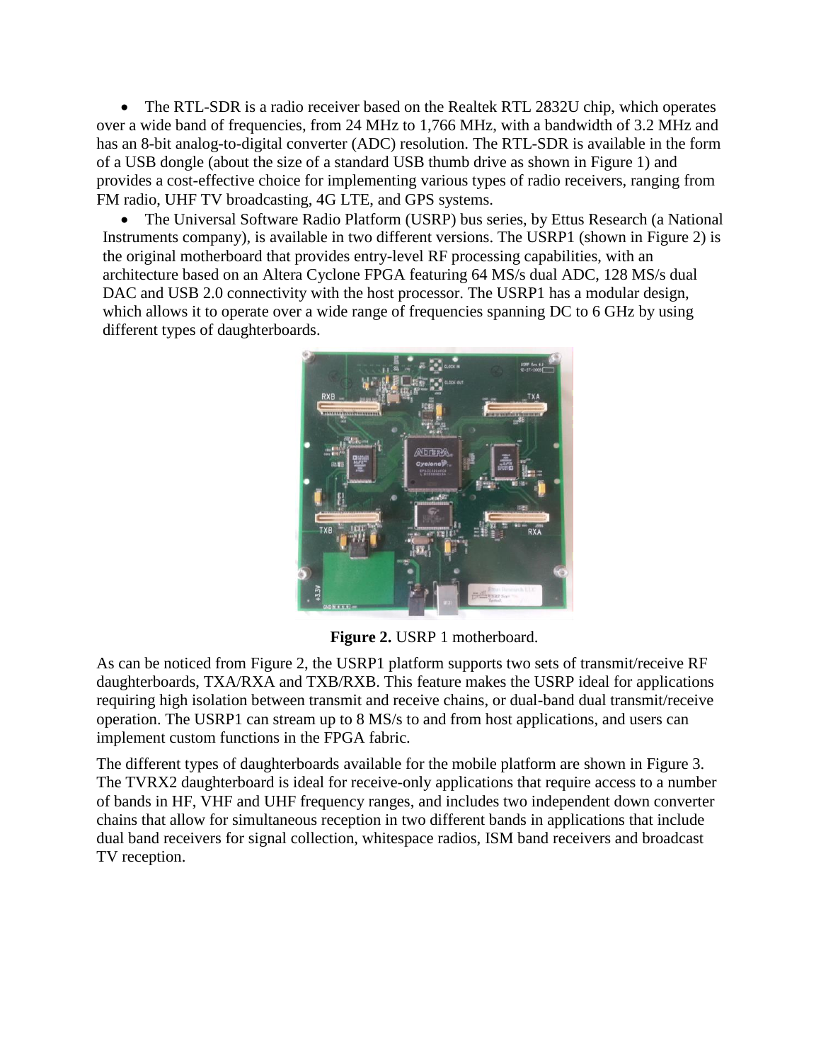- The RTL-SDR is a radio receiver based on the Realtek RTL 2832U chip, which operates over a wide band of frequencies, from 24 MHz to 1,766 MHz, with a bandwidth of 3.2 MHz and has an 8-bit analog-to-digital converter (ADC) resolution. The RTL-SDR is available in the form of a USB dongle (about the size of a standard USB thumb drive as shown in Figure 1) and provides a cost-effective choice for implementing various types of radio receivers, ranging from FM radio, UHF TV broadcasting, 4G LTE, and GPS systems.
- The Universal Software Radio Platform (USRP) bus series, by Ettus Research (a National Instruments company), is available in two different versions. The USRP1 (shown in Figure 2) is the original motherboard that provides entry-level RF processing capabilities, with an architecture based on an Altera Cyclone FPGA featuring 64 MS/s dual ADC, 128 MS/s dual DAC and USB 2.0 connectivity with the host processor. The USRP1 has a modular design, which allows it to operate over a wide range of frequencies spanning DC to 6 GHz by using different types of daughterboards.

**Figure 2.** USRP 1 motherboard.

As can be noticed from Figure 2, the USRP1 platform supports two sets of transmit/receive RF daughterboards, TXA/RXA and TXB/RXB. This feature makes the USRP ideal for applications requiring high isolation between transmit and receive chains, or dual-band dual transmit/receive operation. The USRP1 can stream up to 8 MS/s to and from host applications, and users can implement custom functions in the FPGA fabric.

The different types of daughterboards available for the mobile platform are shown in Figure 3. The TVRX2 daughterboard is ideal for receive-only applications that require access to a number of bands in HF, VHF and UHF frequency ranges, and includes two independent down converter chains that allow for simultaneous reception in two different bands in applications that include dual band receivers for signal collection, whitespace radios, ISM band receivers and broadcast TV reception.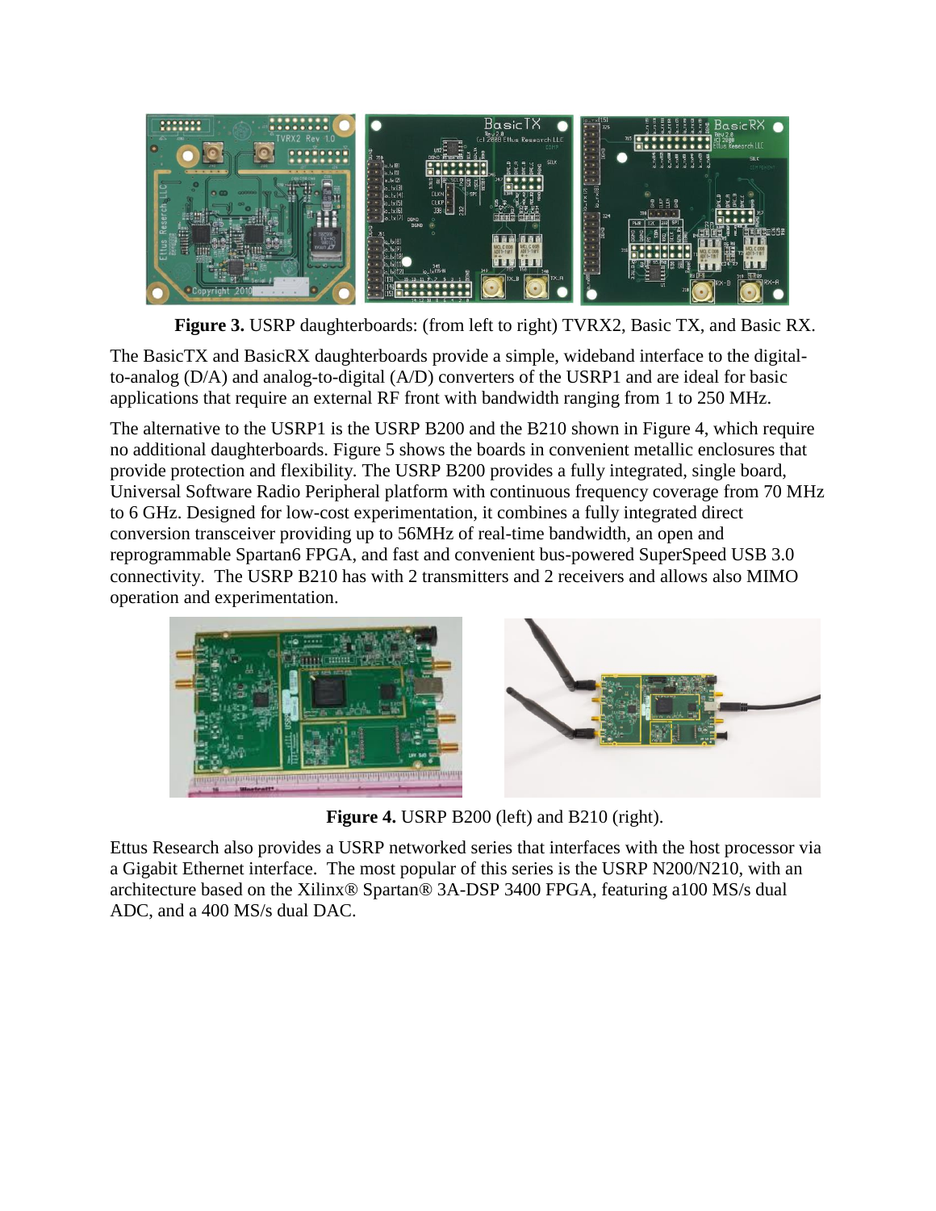**Figure 3.** USRP daughterboards: (from left to right) TVRX2, Basic TX, and Basic RX.

The BasicTX and BasicRX daughterboards provide a simple, wideband interface to the digital-to-analog (D/A) and analog-to-digital (A/D) converters of the USRP1 and are ideal for basic applications that require an external RF front with bandwidth ranging from 1 to 250 MHz.

The alternative to the USRP1 is the USRP B200 and the B210 shown in Figure 4, which require no additional daughterboards. Figure 5 shows the boards in convenient metallic enclosures that provide protection and flexibility. The USRP B200 provides a fully integrated, single board, Universal Software Radio Peripheral platform with continuous frequency coverage from 70 MHz to 6 GHz. Designed for low-cost experimentation, it combines a fully integrated direct conversion transceiver providing up to 56MHz of real-time bandwidth, an open and reprogrammable Spartan6 FPGA, and fast and convenient bus-powered SuperSpeed USB 3.0 connectivity. The USRP B210 has with 2 transmitters and 2 receivers and allows also MIMO operation and experimentation.

**Figure 4.** USRP B200 (left) and B210 (right).

Ettus Research also provides a USRP networked series that interfaces with the host processor via a Gigabit Ethernet interface. The most popular of this series is the USRP N200/N210, with an architecture based on the Xilinx® Spartan® 3A-DSP 3400 FPGA, featuring a100 MS/s dual ADC, and a 400 MS/s dual DAC.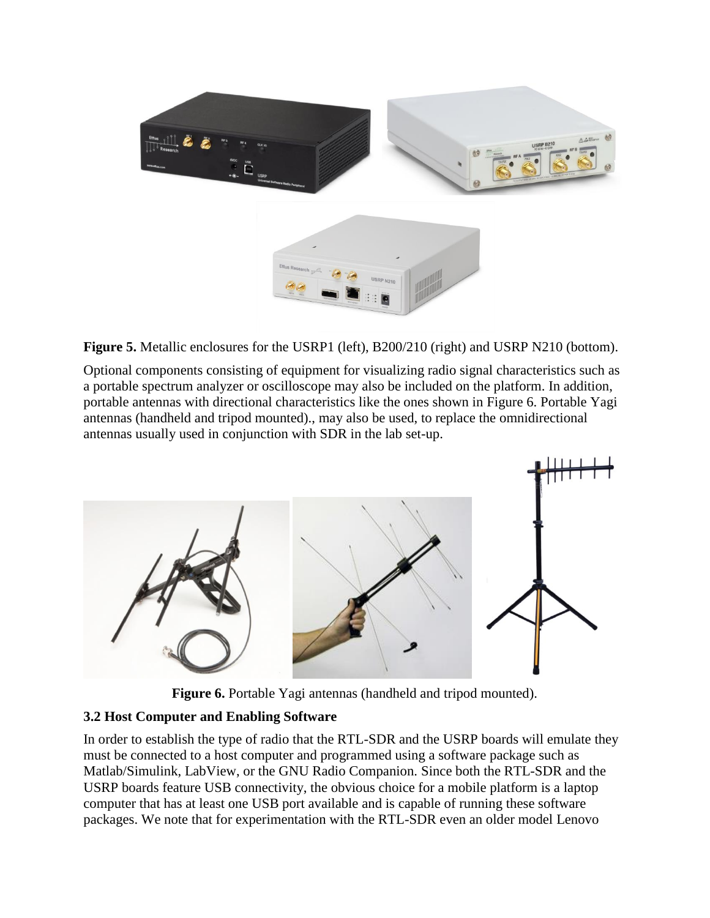**Figure 5.** Metallic enclosures for the USRP1 (left), B200/210 (right) and USRP N210 (bottom).

Optional components consisting of equipment for visualizing radio signal characteristics such as a portable spectrum analyzer or oscilloscope may also be included on the platform. In addition, portable antennas with directional characteristics like the ones shown in Figure 6. Portable Yagi antennas (handheld and tripod mounted)., may also be used, to replace the omnidirectional antennas usually used in conjunction with SDR in the lab set-up.

**Figure 6.** Portable Yagi antennas (handheld and tripod mounted).

### 3.2 Host Computer and Enabling Software

In order to establish the type of radio that the RTL-SDR and the USRP boards will emulate they must be connected to a host computer and programmed using a software package such as Matlab/Simulink, LabView, or the GNU Radio Companion. Since both the RTL-SDR and the USRP boards feature USB connectivity, the obvious choice for a mobile platform is a laptop computer that has at least one USB port available and is capable of running these software packages. We note that for experimentation with the RTL-SDR even an older model Lenovo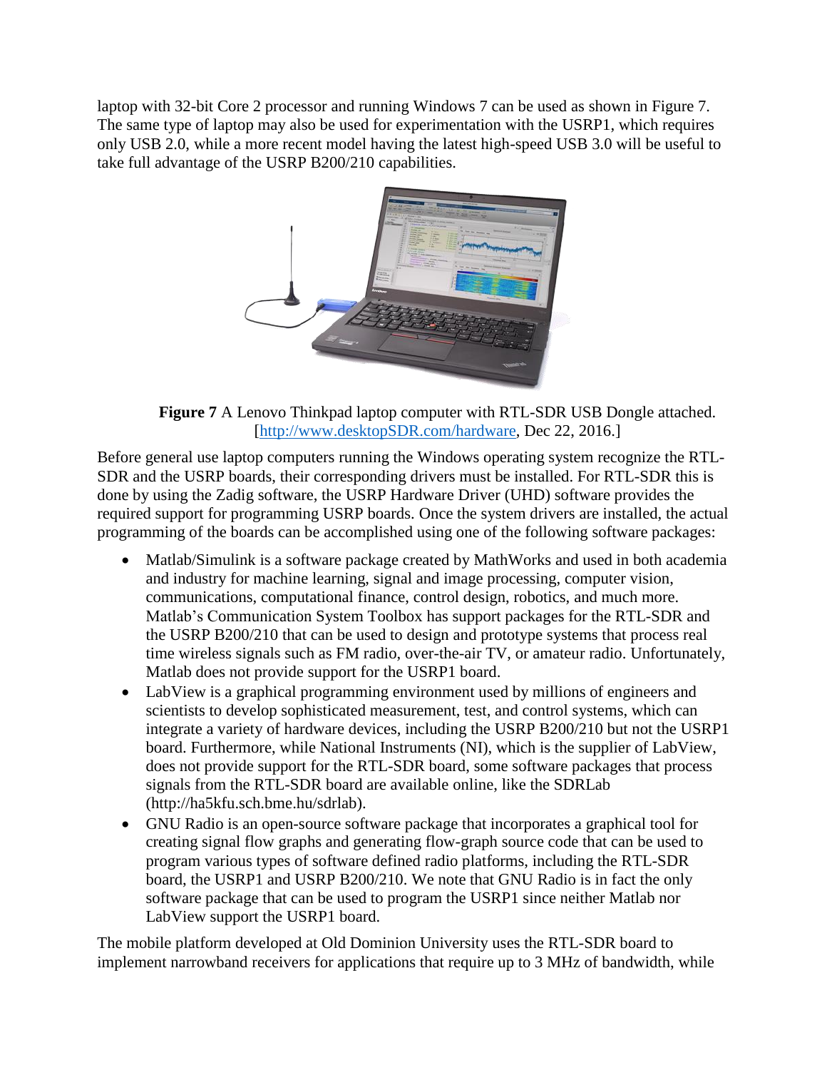laptop with 32-bit Core 2 processor and running Windows 7 can be used as shown in Figure 7. The same type of laptop may also be used for experimentation with the USRP1, which requires only USB 2.0, while a more recent model having the latest high-speed USB 3.0 will be useful to take full advantage of the USRP B200/210 capabilities.

**Figure 7** A Lenovo Thinkpad laptop computer with RTL-SDR USB Dongle attached. [http://www.desktopSDR.com/hardware, Dec 22, 2016.]

Before general use laptop computers running the Windows operating system recognize the RTL-SDR and the USRP boards, their corresponding drivers must be installed. For RTL-SDR this is done by using the Zadig software, the USRP Hardware Driver (UHD) software provides the required support for programming USRP boards. Once the system drivers are installed, the actual programming of the boards can be accomplished using one of the following software packages:

- Matlab/Simulink is a software package created by MathWorks and used in both academia and industry for machine learning, signal and image processing, computer vision, communications, computational finance, control design, robotics, and much more. Matlab's Communication System Toolbox has support packages for the RTL-SDR and the USRP B200/210 that can be used to design and prototype systems that process real time wireless signals such as FM radio, over-the-air TV, or amateur radio. Unfortunately, Matlab does not provide support for the USRP1 board.
- LabView is a graphical programming environment used by millions of engineers and scientists to develop sophisticated measurement, test, and control systems, which can integrate a variety of hardware devices, including the USRP B200/210 but not the USRP1 board. Furthermore, while National Instruments (NI), which is the supplier of LabView, does not provide support for the RTL-SDR board, some software packages that process signals from the RTL-SDR board are available online, like the SDRLab (http://ha5kfu.sch.bme.hu/sdrlab).
- GNU Radio is an open-source software package that incorporates a graphical tool for creating signal flow graphs and generating flow-graph source code that can be used to program various types of software defined radio platforms, including the RTL-SDR board, the USRP1 and USRP B200/210. We note that GNU Radio is in fact the only software package that can be used to program the USRP1 since neither Matlab nor LabView support the USRP1 board.

The mobile platform developed at Old Dominion University uses the RTL-SDR board to implement narrowband receivers for applications that require up to 3 MHz of bandwidth, while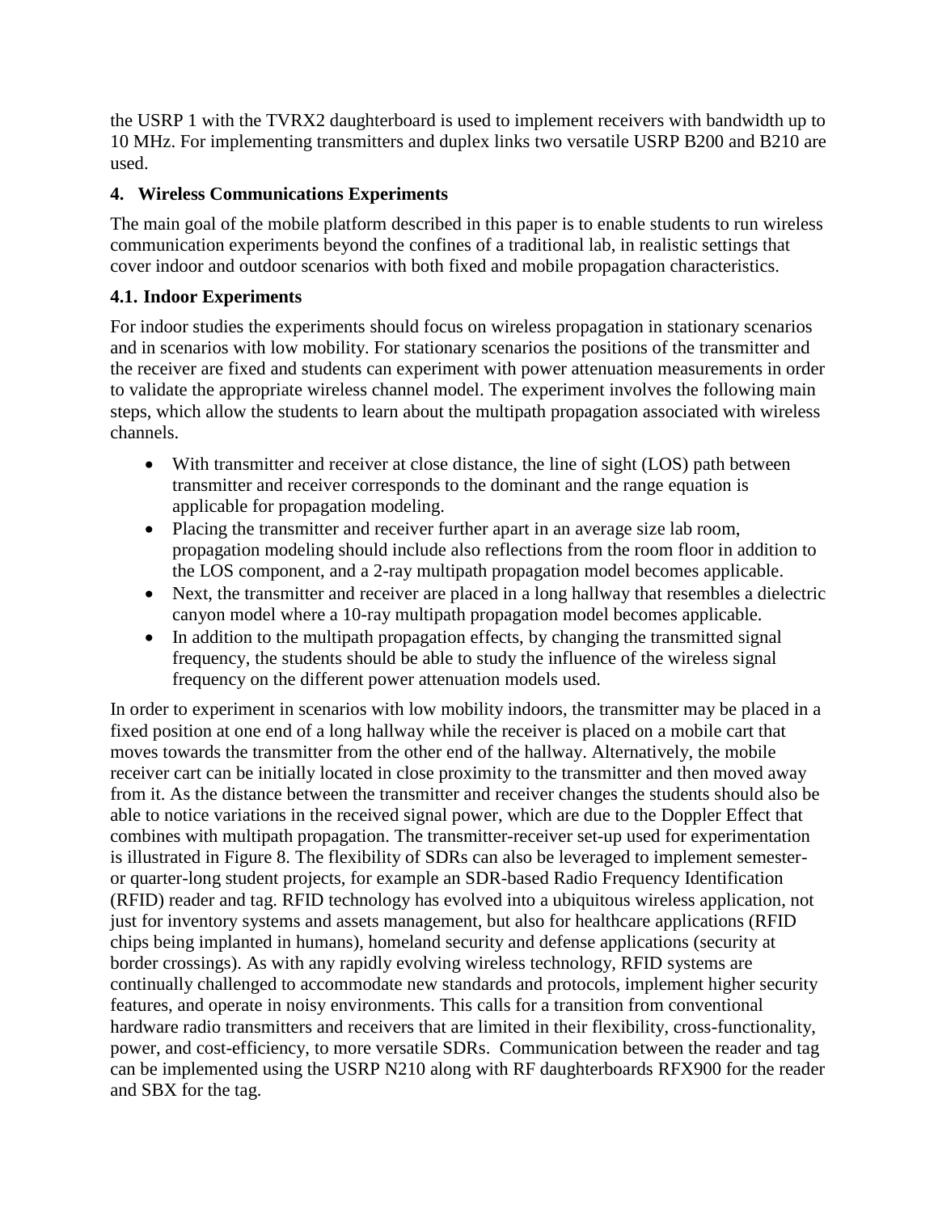the USRP 1 with the TVRX2 daughterboard is used to implement receivers with bandwidth up to 10 MHz. For implementing transmitters and duplex links two versatile USRP B200 and B210 are used.

## 4. Wireless Communications Experiments

The main goal of the mobile platform described in this paper is to enable students to run wireless communication experiments beyond the confines of a traditional lab, in realistic settings that cover indoor and outdoor scenarios with both fixed and mobile propagation characteristics.

### 4.1. Indoor Experiments

For indoor studies the experiments should focus on wireless propagation in stationary scenarios and in scenarios with low mobility. For stationary scenarios the positions of the transmitter and the receiver are fixed and students can experiment with power attenuation measurements in order to validate the appropriate wireless channel model. The experiment involves the following main steps, which allow the students to learn about the multipath propagation associated with wireless channels.

- With transmitter and receiver at close distance, the line of sight (LOS) path between transmitter and receiver corresponds to the dominant and the range equation is applicable for propagation modeling.
- Placing the transmitter and receiver further apart in an average size lab room, propagation modeling should include also reflections from the room floor in addition to the LOS component, and a 2-ray multipath propagation model becomes applicable.
- Next, the transmitter and receiver are placed in a long hallway that resembles a dielectric canyon model where a 10-ray multipath propagation model becomes applicable.
- In addition to the multipath propagation effects, by changing the transmitted signal frequency, the students should be able to study the influence of the wireless signal frequency on the different power attenuation models used.

In order to experiment in scenarios with low mobility indoors, the transmitter may be placed in a fixed position at one end of a long hallway while the receiver is placed on a mobile cart that moves towards the transmitter from the other end of the hallway. Alternatively, the mobile receiver cart can be initially located in close proximity to the transmitter and then moved away from it. As the distance between the transmitter and receiver changes the students should also be able to notice variations in the received signal power, which are due to the Doppler Effect that combines with multipath propagation. The transmitter-receiver set-up used for experimentation is illustrated in Figure 8. The flexibility of SDRs can also be leveraged to implement semester- or quarter-long student projects, for example an SDR-based Radio Frequency Identification (RFID) reader and tag. RFID technology has evolved into a ubiquitous wireless application, not just for inventory systems and assets management, but also for healthcare applications (RFID chips being implanted in humans), homeland security and defense applications (security at border crossings). As with any rapidly evolving wireless technology, RFID systems are continually challenged to accommodate new standards and protocols, implement higher security features, and operate in noisy environments. This calls for a transition from conventional hardware radio transmitters and receivers that are limited in their flexibility, cross-functionality, power, and cost-efficiency, to more versatile SDRs. Communication between the reader and tag can be implemented using the USRP N210 along with RF daughterboards RFX900 for the reader and SBX for the tag.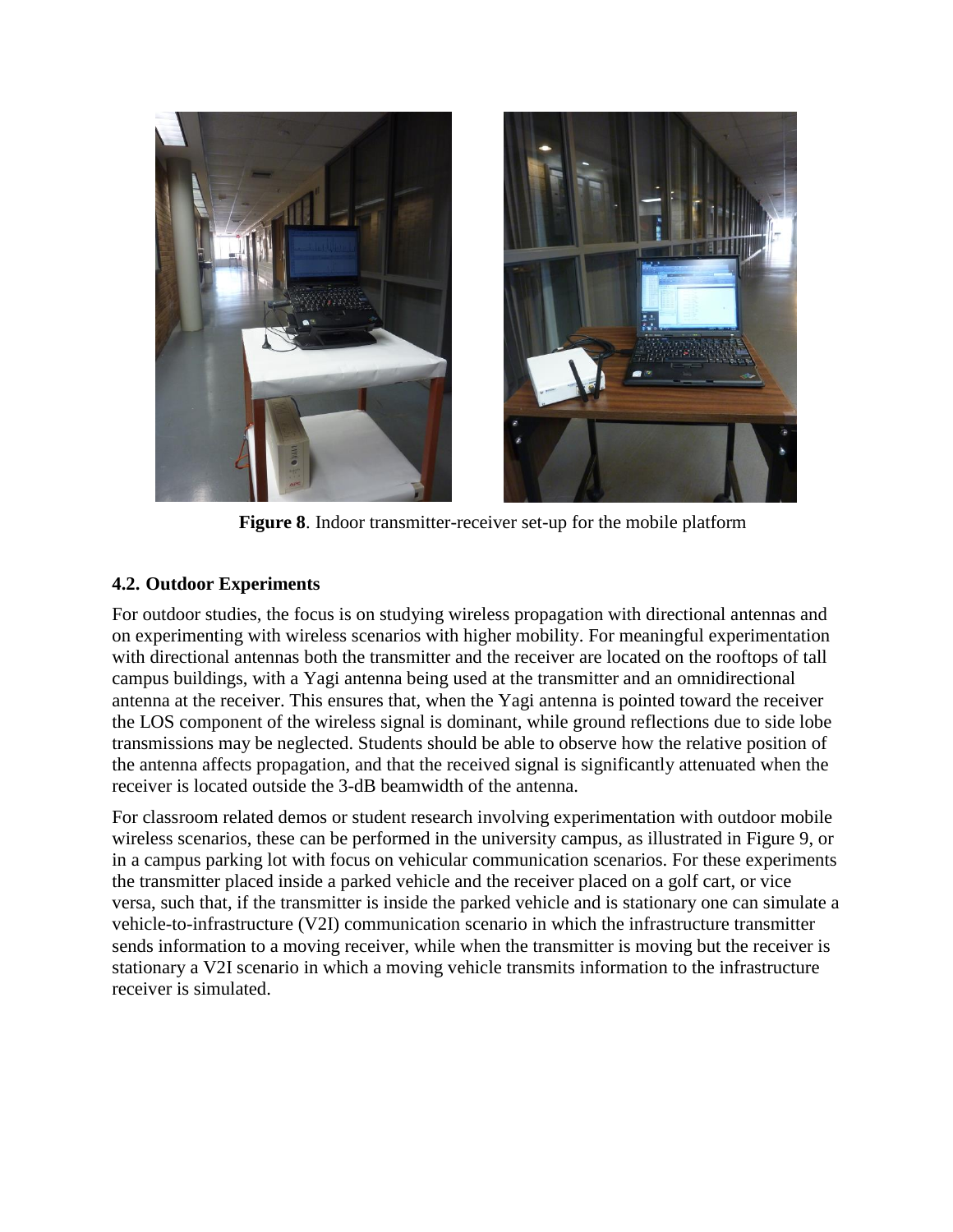**Figure 8**. Indoor transmitter-receiver set-up for the mobile platform

### 4.2. Outdoor Experiments

For outdoor studies, the focus is on studying wireless propagation with directional antennas and on experimenting with wireless scenarios with higher mobility. For meaningful experimentation with directional antennas both the transmitter and the receiver are located on the rooftops of tall campus buildings, with a Yagi antenna being used at the transmitter and an omnidirectional antenna at the receiver. This ensures that, when the Yagi antenna is pointed toward the receiver the LOS component of the wireless signal is dominant, while ground reflections due to side lobe transmissions may be neglected. Students should be able to observe how the relative position of the antenna affects propagation, and that the received signal is significantly attenuated when the receiver is located outside the 3-dB beamwidth of the antenna.

For classroom related demos or student research involving experimentation with outdoor mobile wireless scenarios, these can be performed in the university campus, as illustrated in Figure 9, or in a campus parking lot with focus on vehicular communication scenarios. For these experiments the transmitter placed inside a parked vehicle and the receiver placed on a golf cart, or vice versa, such that, if the transmitter is inside the parked vehicle and is stationary one can simulate a vehicle-to-infrastructure (V2I) communication scenario in which the infrastructure transmitter sends information to a moving receiver, while when the transmitter is moving but the receiver is stationary a V2I scenario in which a moving vehicle transmits information to the infrastructure receiver is simulated.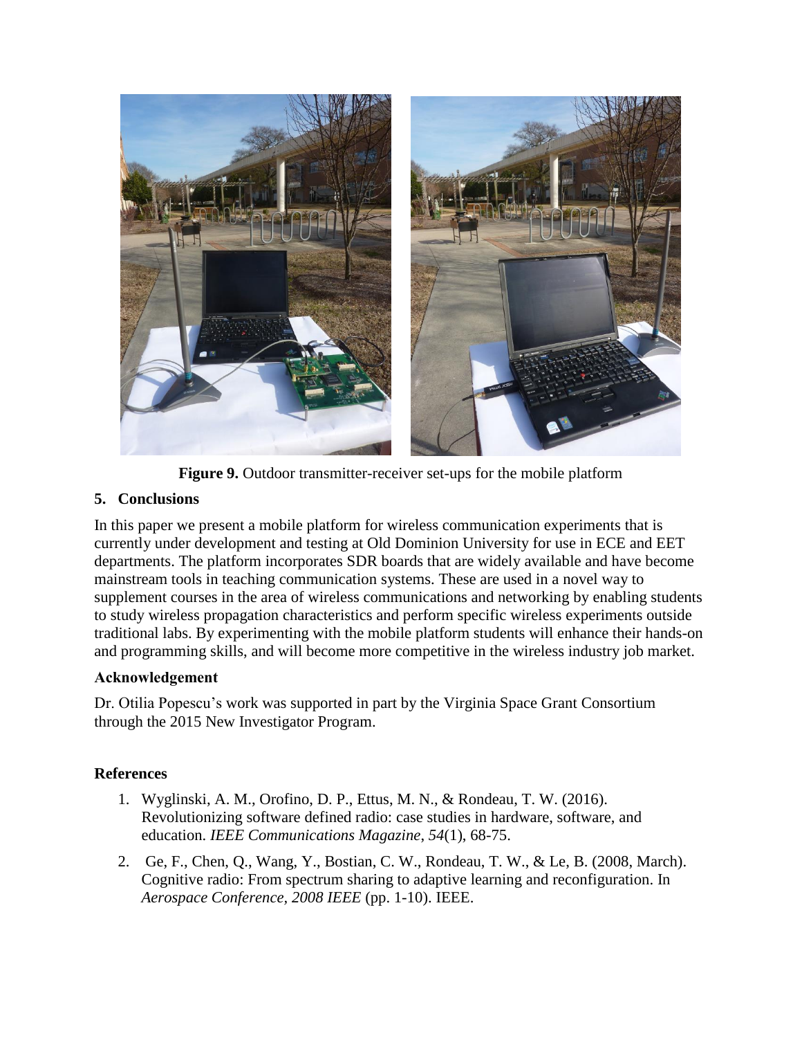**Figure 9.** Outdoor transmitter-receiver set-ups for the mobile platform

## 5. Conclusions

In this paper we present a mobile platform for wireless communication experiments that is currently under development and testing at Old Dominion University for use in ECE and EET departments. The platform incorporates SDR boards that are widely available and have become mainstream tools in teaching communication systems. These are used in a novel way to supplement courses in the area of wireless communications and networking by enabling students to study wireless propagation characteristics and perform specific wireless experiments outside traditional labs. By experimenting with the mobile platform students will enhance their hands-on and programming skills, and will become more competitive in the wireless industry job market.

### Acknowledgement

Dr. Otilia Popescu's work was supported in part by the Virginia Space Grant Consortium through the 2015 New Investigator Program.

### References

1. Wyglinski, A. M., Orofino, D. P., Ettus, M. N., & Rondeau, T. W. (2016). Revolutionizing software defined radio: case studies in hardware, software, and education. *IEEE Communications Magazine*, *54*(1), 68-75.
2. Ge, F., Chen, Q., Wang, Y., Bostian, C. W., Rondeau, T. W., & Le, B. (2008, March). Cognitive radio: From spectrum sharing to adaptive learning and reconfiguration. In *Aerospace Conference, 2008 IEEE* (pp. 1-10). IEEE.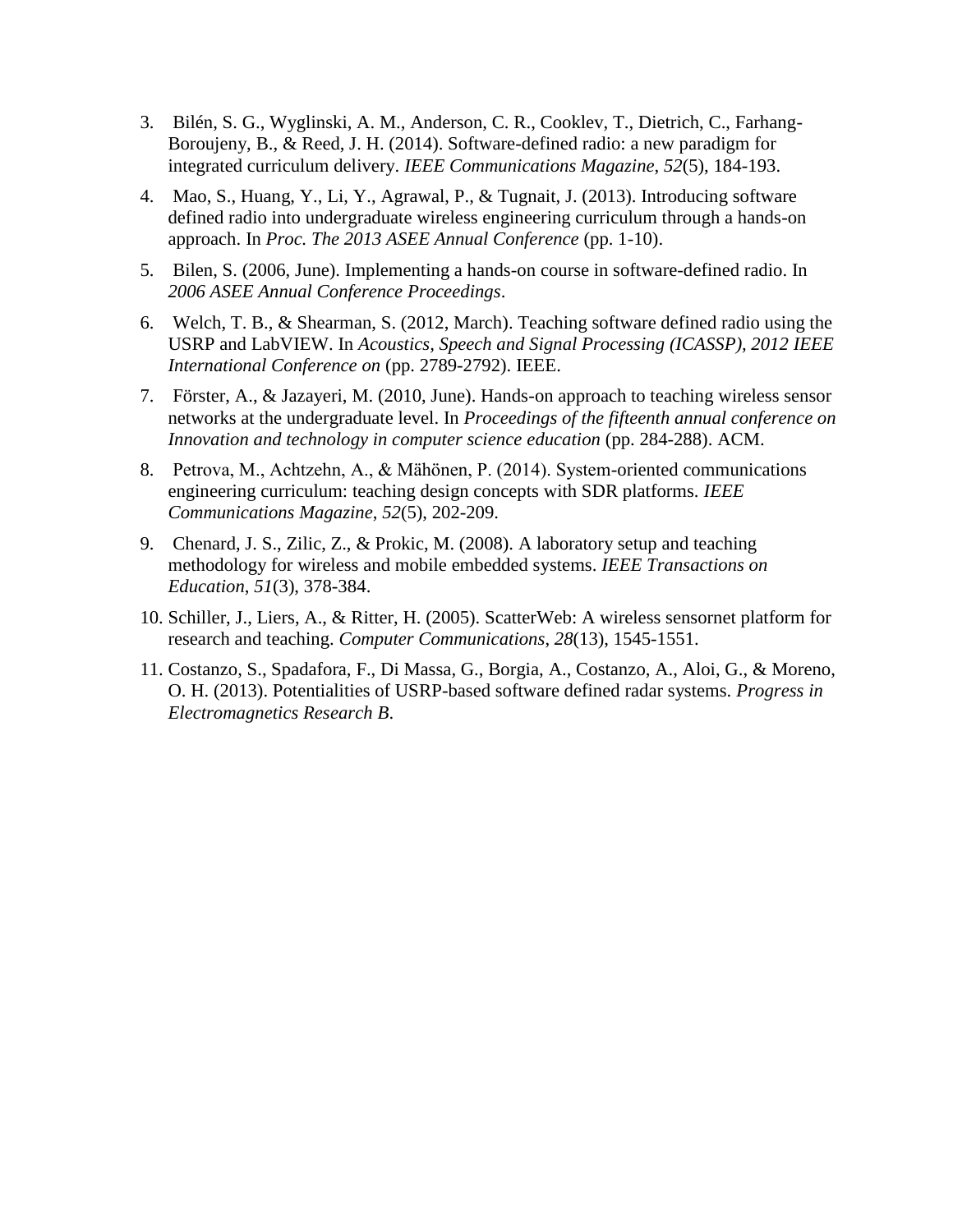3. Bilén, S. G., Wyglinski, A. M., Anderson, C. R., Cooklev, T., Dietrich, C., Farhang-Boroujeny, B., & Reed, J. H. (2014). Software-defined radio: a new paradigm for integrated curriculum delivery. *IEEE Communications Magazine*, *52*(5), 184-193.
4. Mao, S., Huang, Y., Li, Y., Agrawal, P., & Tugnait, J. (2013). Introducing software defined radio into undergraduate wireless engineering curriculum through a hands-on approach. In *Proc. The 2013 ASEE Annual Conference* (pp. 1-10).
5. Bilen, S. (2006, June). Implementing a hands-on course in software-defined radio. In *2006 ASEE Annual Conference Proceedings*.
6. Welch, T. B., & Shearman, S. (2012, March). Teaching software defined radio using the USRP and LabVIEW. In *Acoustics, Speech and Signal Processing (ICASSP), 2012 IEEE International Conference on* (pp. 2789-2792). IEEE.
7. Förster, A., & Jazayeri, M. (2010, June). Hands-on approach to teaching wireless sensor networks at the undergraduate level. In *Proceedings of the fifteenth annual conference on Innovation and technology in computer science education* (pp. 284-288). ACM.
8. Petrova, M., Achtzehn, A., & Mähönen, P. (2014). System-oriented communications engineering curriculum: teaching design concepts with SDR platforms. *IEEE Communications Magazine*, *52*(5), 202-209.
9. Chenard, J. S., Zilic, Z., & Prokic, M. (2008). A laboratory setup and teaching methodology for wireless and mobile embedded systems. *IEEE Transactions on Education*, *51*(3), 378-384.
10. Schiller, J., Liers, A., & Ritter, H. (2005). ScatterWeb: A wireless sensornet platform for research and teaching. *Computer Communications*, *28*(13), 1545-1551.
11. Costanzo, S., Spadafora, F., Di Massa, G., Borgia, A., Costanzo, A., Aloi, G., & Moreno, O. H. (2013). Potentialities of USRP-based software defined radar systems. *Progress in Electromagnetics Research B.*